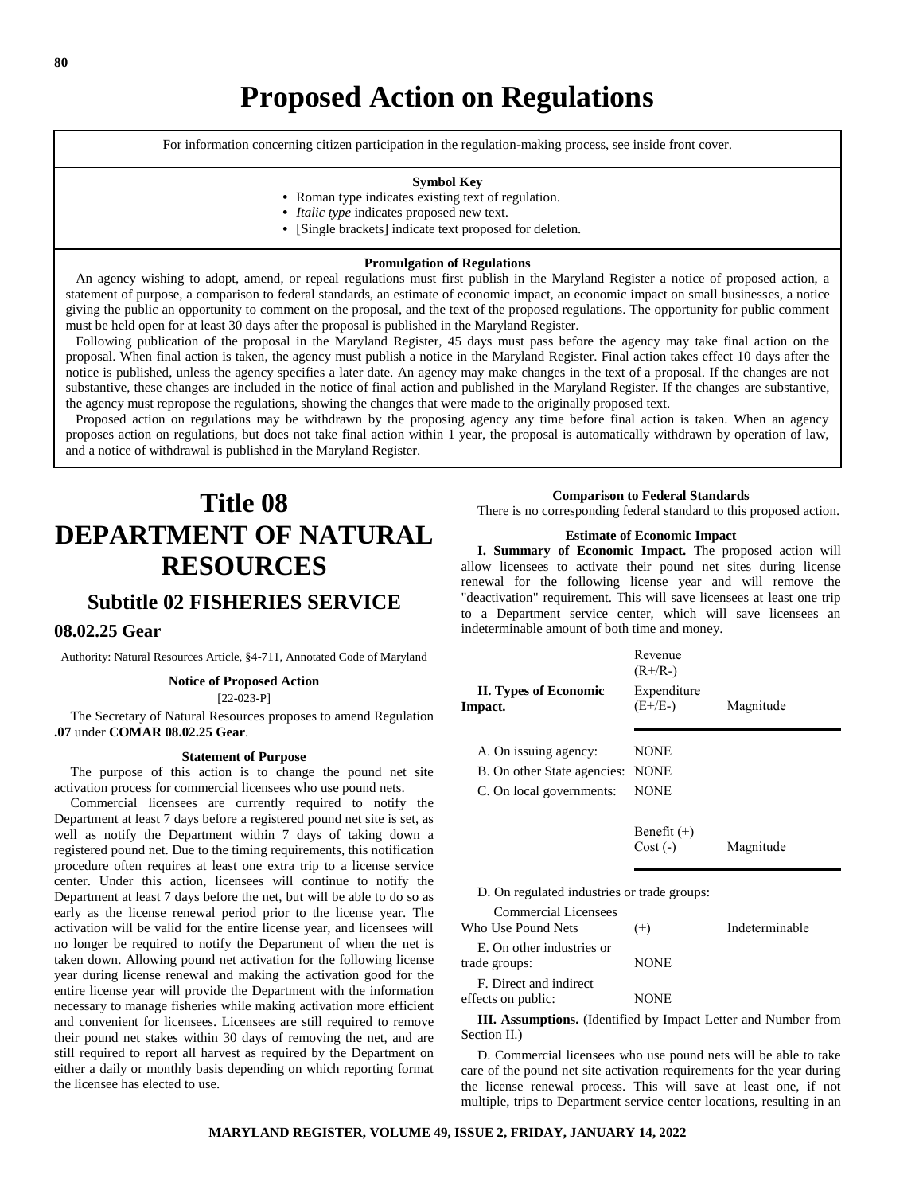# Proposed Action on Regulations

For information concerning citizen participation in the regulation-making process, see inside front cover.

**Symbol Key**

- Roman type indicates existing text of regulation.
- *Italic type* indicates proposed new text.
- [Single brackets] indicate text proposed for deletion.

**Promulgation of Regulations**

An agency wishing to adopt, amend, or repeal regulations must first publish in the Maryland Register a notice of proposed action, a statement of purpose, a comparison to federal standards, an estimate of economic impact, an economic impact on small businesses, a notice giving the public an opportunity to comment on the proposal, and the text of the proposed regulations. The opportunity for public comment must be held open for at least 30 days after the proposal is published in the Maryland Register.

Following publication of the proposal in the Maryland Register, 45 days must pass before the agency may take final action on the proposal. When final action is taken, the agency must publish a notice in the Maryland Register. Final action takes effect 10 days after the notice is published, unless the agency specifies a later date. An agency may make changes in the text of a proposal. If the changes are not substantive, these changes are included in the notice of final action and published in the Maryland Register. If the changes are substantive, the agency must repropose the regulations, showing the changes that were made to the originally proposed text.

Proposed action on regulations may be withdrawn by the proposing agency any time before final action is taken. When an agency proposes action on regulations, but does not take final action within 1 year, the proposal is automatically withdrawn by operation of law, and a notice of withdrawal is published in the Maryland Register.

# Title 08 DEPARTMENT OF NATURAL RESOURCES

## Subtitle 02 FISHERIES SERVICE

### 08.02.25 Gear

Authority: Natural Resources Article, §4-711, Annotated Code of Maryland

**Notice of Proposed Action**

[22-023-P]

The Secretary of Natural Resources proposes to amend Regulation **.07** under **COMAR 08.02.25 Gear**.

**Statement of Purpose**

The purpose of this action is to change the pound net site activation process for commercial licensees who use pound nets.

Commercial licensees are currently required to notify the Department at least 7 days before a registered pound net site is set, as well as notify the Department within 7 days of taking down a registered pound net. Due to the timing requirements, this notification procedure often requires at least one extra trip to a license service center. Under this action, licensees will continue to notify the Department at least 7 days before the net, but will be able to do so as early as the license renewal period prior to the license year. The activation will be valid for the entire license year, and licensees will no longer be required to notify the Department of when the net is taken down. Allowing pound net activation for the following license year during license renewal and making the activation good for the entire license year will provide the Department with the information necessary to manage fisheries while making activation more efficient and convenient for licensees. Licensees are still required to remove their pound net stakes within 30 days of removing the net, and are still required to report all harvest as required by the Department on either a daily or monthly basis depending on which reporting format the licensee has elected to use.

**Comparison to Federal Standards**

There is no corresponding federal standard to this proposed action.

**Estimate of Economic Impact**

**I. Summary of Economic Impact.** The proposed action will allow licensees to activate their pound net sites during license renewal for the following license year and will remove the "deactivation" requirement. This will save licensees at least one trip to a Department service center, which will save licensees an indeterminable amount of both time and money.

| II. Types of Economic Impact. | Revenue (R+/R-) Expenditure (E+/E-) | Magnitude |
|---|---|---|
| A. On issuing agency: | NONE | |
| B. On other State agencies: | NONE | |
| C. On local governments: | NONE | |

| | Benefit (+) Cost (-) | Magnitude |
|---|---|---|
| D. On regulated industries or trade groups: | | |
| Commercial Licensees Who Use Pound Nets | (+) | Indeterminable |
| E. On other industries or trade groups: | NONE | |
| F. Direct and indirect effects on public: | NONE | |

**III. Assumptions.** (Identified by Impact Letter and Number from Section II.)

D. Commercial licensees who use pound nets will be able to take care of the pound net site activation requirements for the year during the license renewal process. This will save at least one, if not multiple, trips to Department service center locations, resulting in an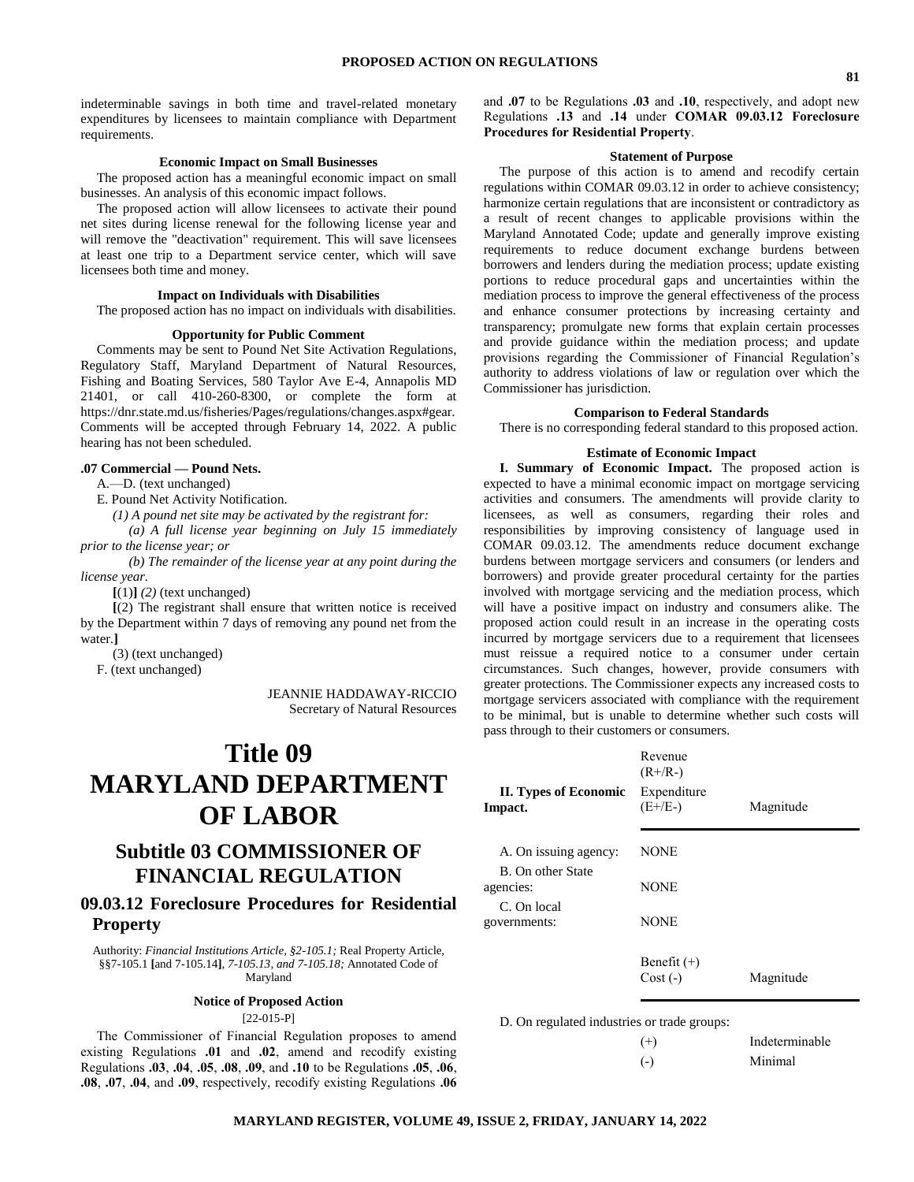indeterminable savings in both time and travel-related monetary expenditures by licensees to maintain compliance with Department requirements.

#### Economic Impact on Small Businesses

The proposed action has a meaningful economic impact on small businesses. An analysis of this economic impact follows.

The proposed action will allow licensees to activate their pound net sites during license renewal for the following license year and will remove the "deactivation" requirement. This will save licensees at least one trip to a Department service center, which will save licensees both time and money.

#### Impact on Individuals with Disabilities

The proposed action has no impact on individuals with disabilities.

#### Opportunity for Public Comment

Comments may be sent to Pound Net Site Activation Regulations, Regulatory Staff, Maryland Department of Natural Resources, Fishing and Boating Services, 580 Taylor Ave E-4, Annapolis MD 21401, or call 410-260-8300, or complete the form at https://dnr.state.md.us/fisheries/Pages/regulations/changes.aspx#gear. Comments will be accepted through February 14, 2022. A public hearing has not been scheduled.

**.07 Commercial — Pound Nets.**

A.—D. (text unchanged)

E. Pound Net Activity Notification.

*(1) A pound net site may be activated by the registrant for:*

*(a) A full license year beginning on July 15 immediately prior to the license year; or*

*(b) The remainder of the license year at any point during the license year.*

**[**(1)**]** *(2)* (text unchanged)

**[**(2) The registrant shall ensure that written notice is received by the Department within 7 days of removing any pound net from the water.**]**

(3) (text unchanged)

F. (text unchanged)

JEANNIE HADDAWAY-RICCIO
Secretary of Natural Resources

# Title 09 MARYLAND DEPARTMENT OF LABOR

## Subtitle 03 COMMISSIONER OF FINANCIAL REGULATION

### 09.03.12 Foreclosure Procedures for Residential Property

Authority: *Financial Institutions Article, §2-105.1;* Real Property Article, §§7-105.1 **[**and 7-105.14**]**, *7-105.13, and 7-105.18;* Annotated Code of Maryland

#### Notice of Proposed Action

[22-015-P]

The Commissioner of Financial Regulation proposes to amend existing Regulations **.01** and **.02**, amend and recodify existing Regulations **.03**, **.04**, **.05**, **.08**, **.09**, and **.10** to be Regulations **.05**, **.06**, **.08**, **.07**, **.04**, and **.09**, respectively, recodify existing Regulations **.06** and **.07** to be Regulations **.03** and **.10**, respectively, and adopt new Regulations **.13** and **.14** under **COMAR 09.03.12 Foreclosure Procedures for Residential Property**.

#### Statement of Purpose

The purpose of this action is to amend and recodify certain regulations within COMAR 09.03.12 in order to achieve consistency; harmonize certain regulations that are inconsistent or contradictory as a result of recent changes to applicable provisions within the Maryland Annotated Code; update and generally improve existing requirements to reduce document exchange burdens between borrowers and lenders during the mediation process; update existing portions to reduce procedural gaps and uncertainties within the mediation process to improve the general effectiveness of the process and enhance consumer protections by increasing certainty and transparency; promulgate new forms that explain certain processes and provide guidance within the mediation process; and update provisions regarding the Commissioner of Financial Regulation's authority to address violations of law or regulation over which the Commissioner has jurisdiction.

#### Comparison to Federal Standards

There is no corresponding federal standard to this proposed action.

#### Estimate of Economic Impact

**I. Summary of Economic Impact.** The proposed action is expected to have a minimal economic impact on mortgage servicing activities and consumers. The amendments will provide clarity to licensees, as well as consumers, regarding their roles and responsibilities by improving consistency of language used in COMAR 09.03.12. The amendments reduce document exchange burdens between mortgage servicers and consumers (or lenders and borrowers) and provide greater procedural certainty for the parties involved with mortgage servicing and the mediation process, which will have a positive impact on industry and consumers alike. The proposed action could result in an increase in the operating costs incurred by mortgage servicers due to a requirement that licensees must reissue a required notice to a consumer under certain circumstances. Such changes, however, provide consumers with greater protections. The Commissioner expects any increased costs to mortgage servicers associated with compliance with the requirement to be minimal, but is unable to determine whether such costs will pass through to their customers or consumers.

| II. Types of Economic Impact. | Revenue (R+/R-) Expenditure (E+/E-) | Magnitude |
|---|---|---|
| A. On issuing agency: | NONE | |
| B. On other State agencies: | NONE | |
| C. On local governments: | NONE | |

| | Benefit (+) Cost (-) | Magnitude |
|---|---|---|
| D. On regulated industries or trade groups: | | |
| | (+) | Indeterminable |
| | (-) | Minimal |